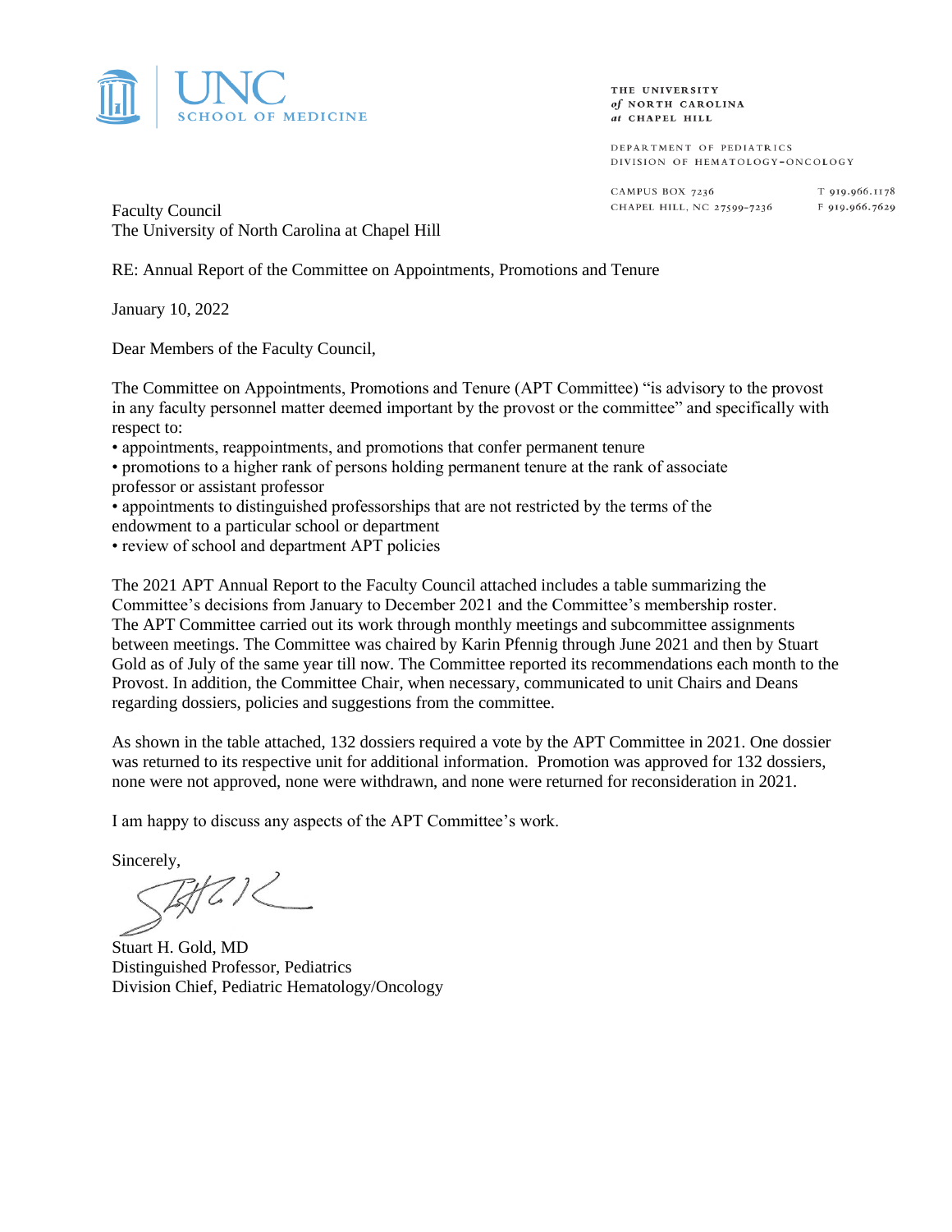UNC SCHOOL OF MEDICINE

THE UNIVERSITY *of* NORTH CAROLINA *at* CHAPEL HILL

DEPARTMENT OF PEDIATRICS
DIVISION OF HEMATOLOGY-ONCOLOGY

CAMPUS BOX 7236
CHAPEL HILL, NC 27599-7236

T 919.966.1178
F 919.966.7629

Faculty Council
The University of North Carolina at Chapel Hill

RE: Annual Report of the Committee on Appointments, Promotions and Tenure

January 10, 2022

Dear Members of the Faculty Council,

The Committee on Appointments, Promotions and Tenure (APT Committee) "is advisory to the provost in any faculty personnel matter deemed important by the provost or the committee" and specifically with respect to:

- appointments, reappointments, and promotions that confer permanent tenure
- promotions to a higher rank of persons holding permanent tenure at the rank of associate professor or assistant professor
- appointments to distinguished professorships that are not restricted by the terms of the endowment to a particular school or department
- review of school and department APT policies

The 2021 APT Annual Report to the Faculty Council attached includes a table summarizing the Committee's decisions from January to December 2021 and the Committee's membership roster. The APT Committee carried out its work through monthly meetings and subcommittee assignments between meetings. The Committee was chaired by Karin Pfennig through June 2021 and then by Stuart Gold as of July of the same year till now. The Committee reported its recommendations each month to the Provost. In addition, the Committee Chair, when necessary, communicated to unit Chairs and Deans regarding dossiers, policies and suggestions from the committee.

As shown in the table attached, 132 dossiers required a vote by the APT Committee in 2021. One dossier was returned to its respective unit for additional information. Promotion was approved for 132 dossiers, none were not approved, none were withdrawn, and none were returned for reconsideration in 2021.

I am happy to discuss any aspects of the APT Committee's work.

Sincerely,

Stuart H. Gold, MD
Distinguished Professor, Pediatrics
Division Chief, Pediatric Hematology/Oncology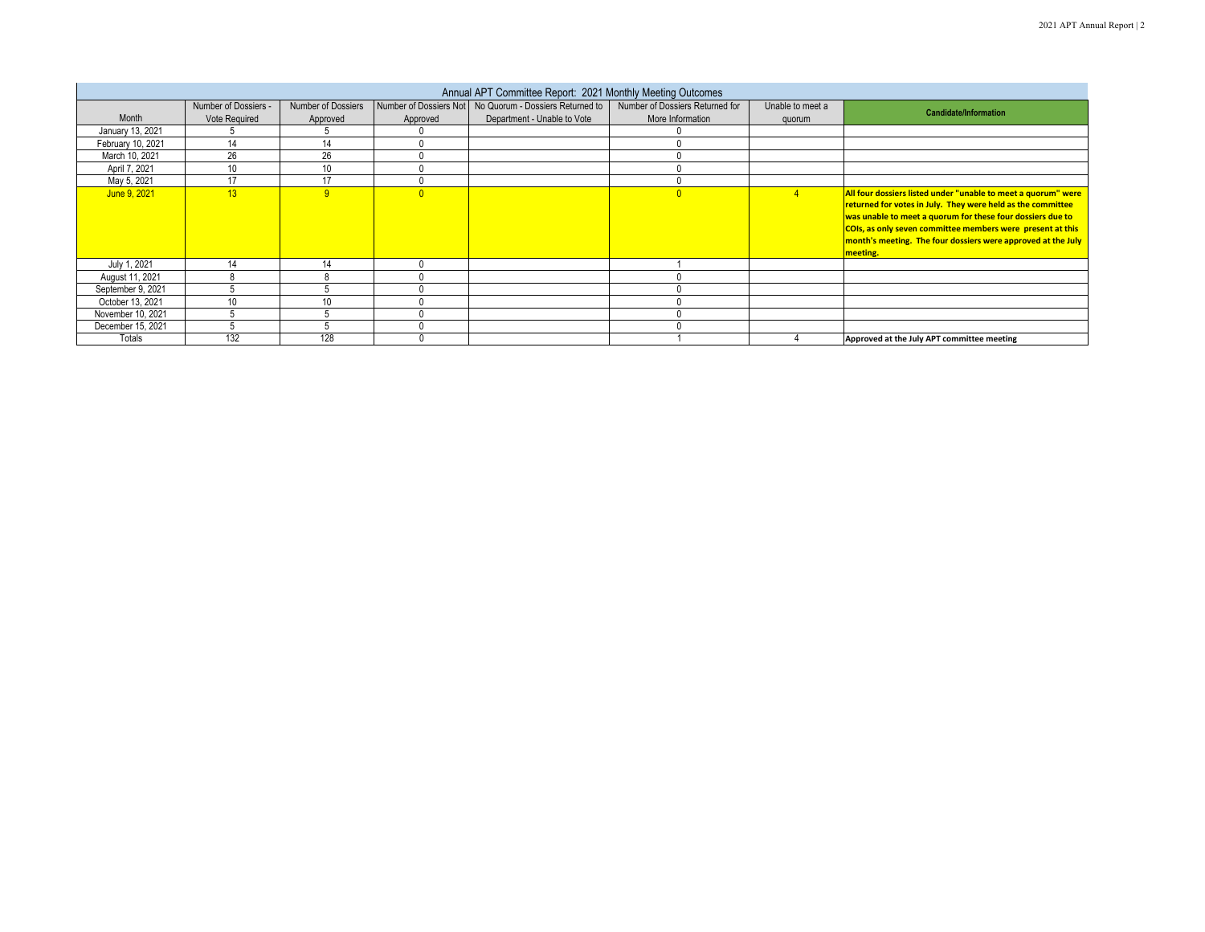| Annual APT Committee Report: 2021 Monthly Meeting Outcomes | | | | | | | |
|---|---|---|---|---|---|---|---|
| Month | Number of Dossiers - Vote Required | Number of Dossiers Approved | Number of Dossiers Not Approved | No Quorum - Dossiers Returned to Department - Unable to Vote | Number of Dossiers Returned for More Information | Unable to meet a quorum | Candidate/Information |
| January 13, 2021 | 5 | 5 | 0 | | 0 | | |
| February 10, 2021 | 14 | 14 | 0 | | 0 | | |
| March 10, 2021 | 26 | 26 | 0 | | 0 | | |
| April 7, 2021 | 10 | 10 | 0 | | 0 | | |
| May 5, 2021 | 17 | 17 | 0 | | 0 | | |
| June 9, 2021 | 13 | 9 | 0 | | 0 | 4 | **All four dossiers listed under "unable to meet a quorum" were returned for votes in July. They were held as the committee was unable to meet a quorum for these four dossiers due to COIs, as only seven committee members were present at this month's meeting. The four dossiers were approved at the July meeting.** |
| July 1, 2021 | 14 | 14 | 0 | | 1 | | |
| August 11, 2021 | 8 | 8 | 0 | | 0 | | |
| September 9, 2021 | 5 | 5 | 0 | | 0 | | |
| October 13, 2021 | 10 | 10 | 0 | | 0 | | |
| November 10, 2021 | 5 | 5 | 0 | | 0 | | |
| December 15, 2021 | 5 | 5 | 0 | | 0 | | |
| Totals | 132 | 128 | 0 | | 1 | 4 | **Approved at the July APT committee meeting** |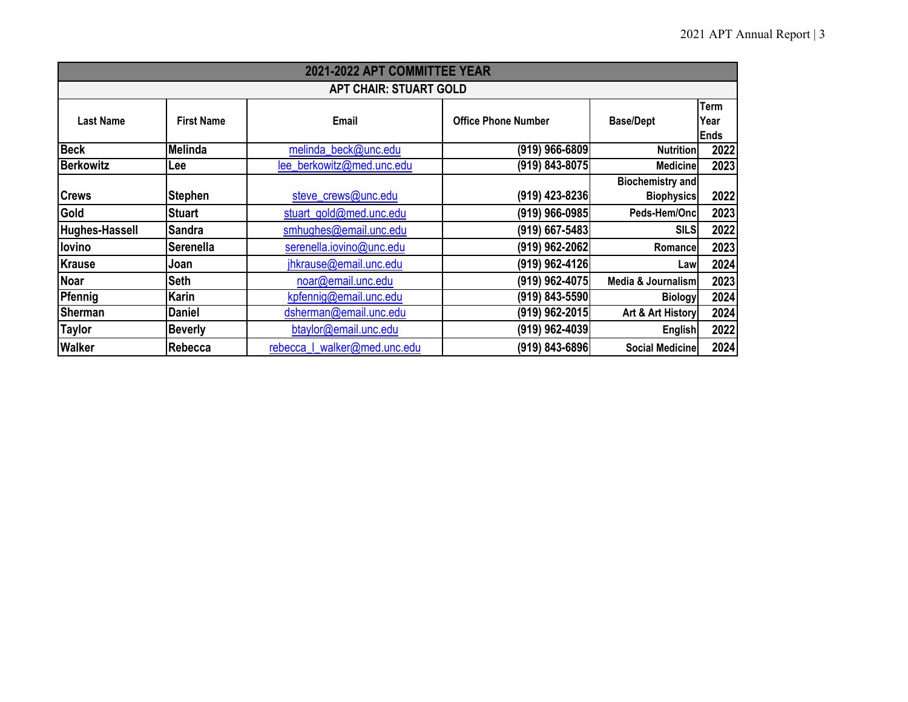| 2021-2022 APT COMMITTEE YEAR | | | | | |
|---|---|---|---|---|---|
| APT CHAIR: STUART GOLD | | | | | |
| **Last Name** | **First Name** | **Email** | **Office Phone Number** | **Base/Dept** | **Term Year Ends** |
| **Beck** | **Melinda** | melinda_beck@unc.edu | **(919) 966-6809** | **Nutrition** | **2022** |
| **Berkowitz** | **Lee** | lee_berkowitz@med.unc.edu | **(919) 843-8075** | **Medicine** | **2023** |
| **Crews** | **Stephen** | steve_crews@unc.edu | **(919) 423-8236** | **Biochemistry and Biophysics** | **2022** |
| **Gold** | **Stuart** | stuart_gold@med.unc.edu | **(919) 966-0985** | **Peds-Hem/Onc** | **2023** |
| **Hughes-Hassell** | **Sandra** | smhughes@email.unc.edu | **(919) 667-5483** | **SILS** | **2022** |
| **Iovino** | **Serenella** | serenella.iovino@unc.edu | **(919) 962-2062** | **Romance** | **2023** |
| **Krause** | **Joan** | jhkrause@email.unc.edu | **(919) 962-4126** | **Law** | **2024** |
| **Noar** | **Seth** | noar@email.unc.edu | **(919) 962-4075** | **Media & Journalism** | **2023** |
| **Pfennig** | **Karin** | kpfennig@email.unc.edu | **(919) 843-5590** | **Biology** | **2024** |
| **Sherman** | **Daniel** | dsherman@email.unc.edu | **(919) 962-2015** | **Art & Art History** | **2024** |
| **Taylor** | **Beverly** | btaylor@email.unc.edu | **(919) 962-4039** | **English** | **2022** |
| **Walker** | **Rebecca** | rebecca_l_walker@med.unc.edu | **(919) 843-6896** | **Social Medicine** | **2024** |